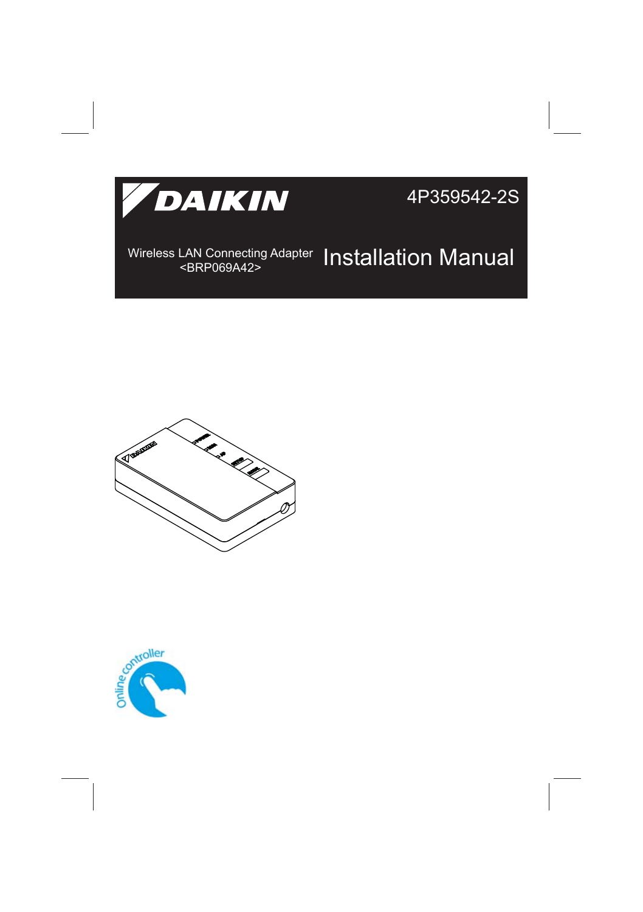DAIKIN

4P359542-2S

Wireless LAN Connecting Adapter
<BRP069A42>

# Installation Manual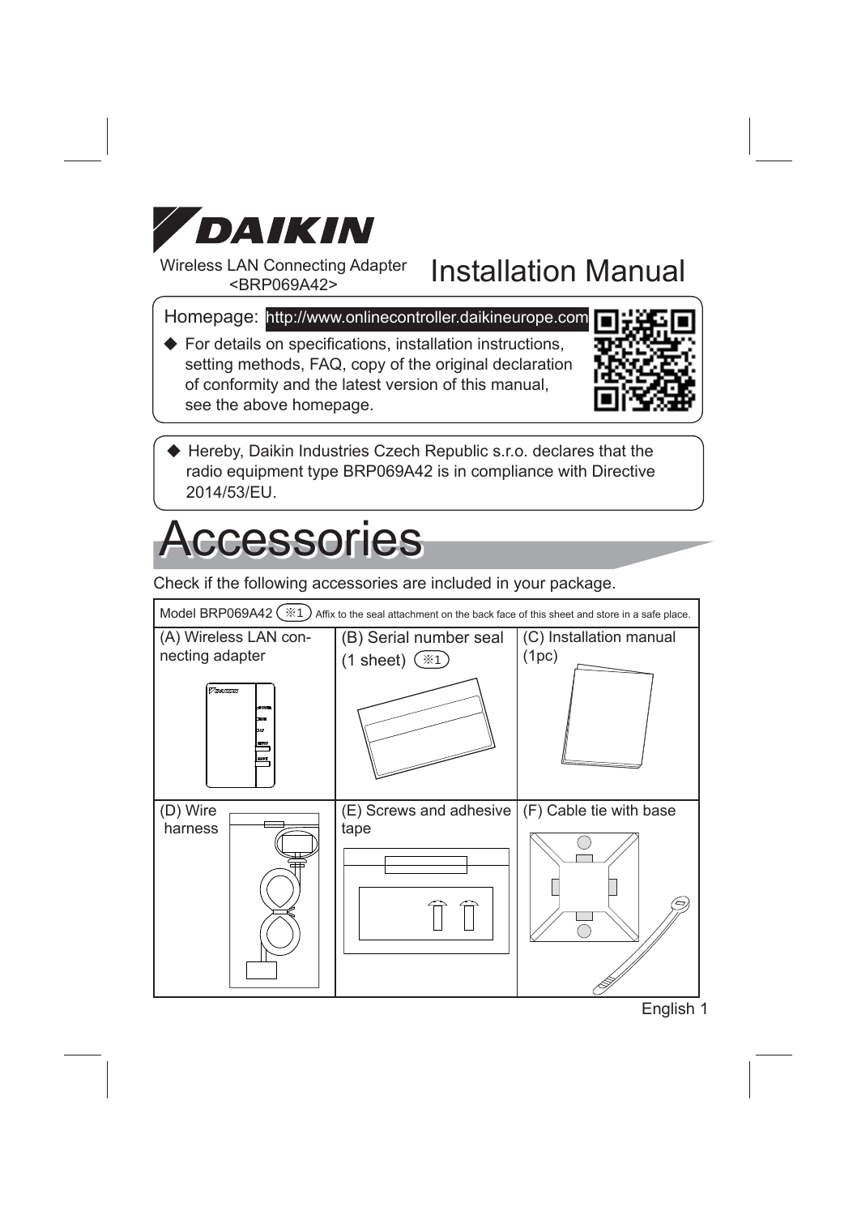# DAIKIN

Wireless LAN Connecting Adapter
<BRP069A42>

# Installation Manual

Homepage: http://www.onlinecontroller.daikineurope.com

◆ For details on specifications, installation instructions, setting methods, FAQ, copy of the original declaration of conformity and the latest version of this manual, see the above homepage.

◆ Hereby, Daikin Industries Czech Republic s.r.o. declares that the radio equipment type BRP069A42 is in compliance with Directive 2014/53/EU.

## Accessories

Check if the following accessories are included in your package.

Model BRP069A42 (※1) Affix to the seal attachment on the back face of this sheet and store in a safe place.

| (A) Wireless LAN connecting adapter | (B) Serial number seal (1 sheet) (※1) | (C) Installation manual (1pc) |
|---|---|---|
| (D) Wire harness | (E) Screws and adhesive tape | (F) Cable tie with base |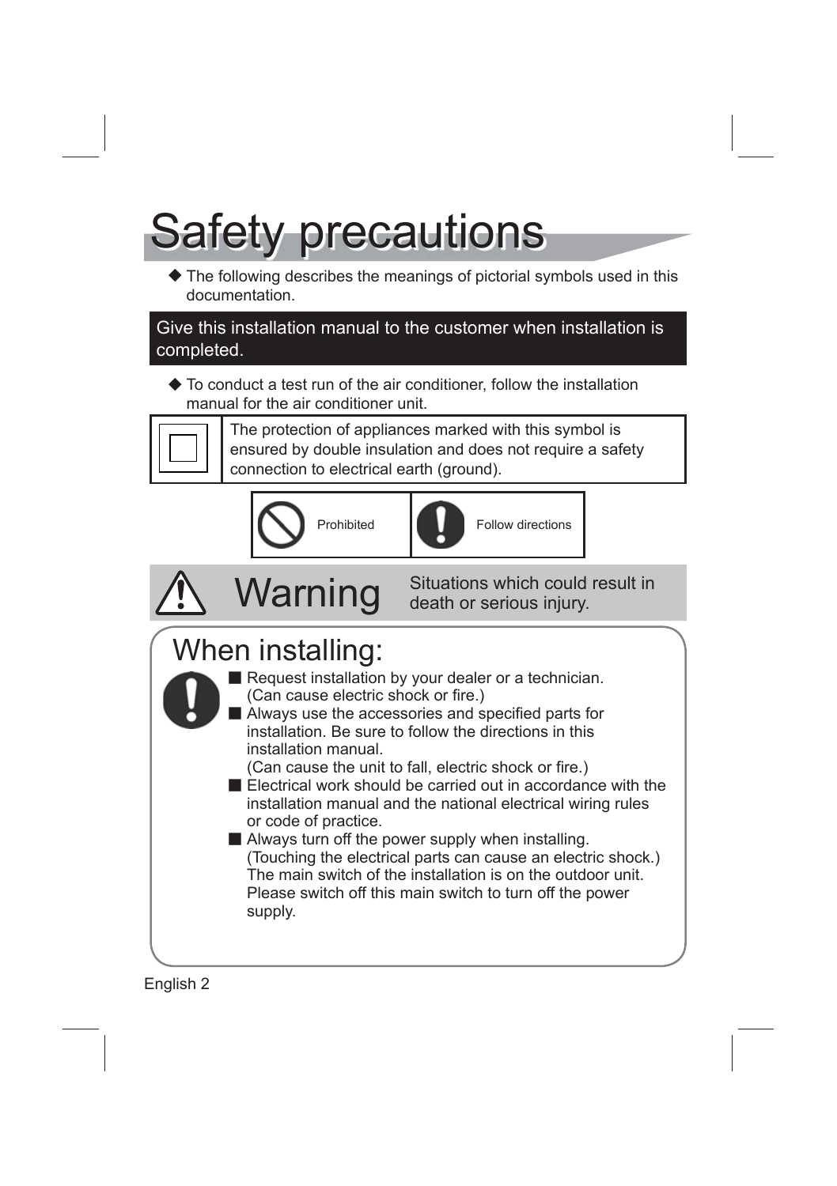# Safety precautions

◆ The following describes the meanings of pictorial symbols used in this documentation.

**Give this installation manual to the customer when installation is completed.**

◆ To conduct a test run of the air conditioner, follow the installation manual for the air conditioner unit.

| Symbol | Meaning |
| --- | --- |
| ⧈ | The protection of appliances marked with this symbol is ensured by double insulation and does not require a safety connection to electrical earth (ground). |

| Symbol | Meaning |
| --- | --- |
| ⊘ | Prohibited |
| ! | Follow directions |

## ⚠ Warning

Situations which could result in death or serious injury.

### When installing:

- Request installation by your dealer or a technician. (Can cause electric shock or fire.)
- Always use the accessories and specified parts for installation. Be sure to follow the directions in this installation manual. (Can cause the unit to fall, electric shock or fire.)
- Electrical work should be carried out in accordance with the installation manual and the national electrical wiring rules or code of practice.
- Always turn off the power supply when installing. (Touching the electrical parts can cause an electric shock.) The main switch of the installation is on the outdoor unit. Please switch off this main switch to turn off the power supply.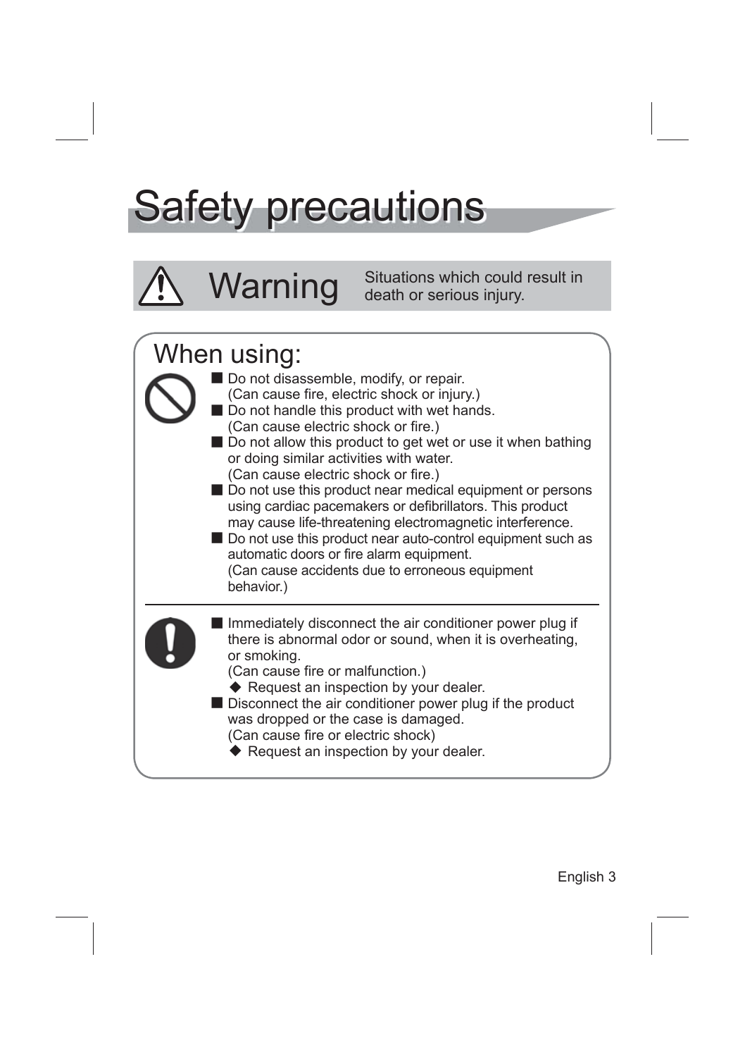# Safety precautions

## ⚠ Warning

Situations which could result in death or serious injury.

### When using:

- Do not disassemble, modify, or repair.
  (Can cause fire, electric shock or injury.)
- Do not handle this product with wet hands.
  (Can cause electric shock or fire.)
- Do not allow this product to get wet or use it when bathing or doing similar activities with water.
  (Can cause electric shock or fire.)
- Do not use this product near medical equipment or persons using cardiac pacemakers or defibrillators. This product may cause life-threatening electromagnetic interference.
- Do not use this product near auto-control equipment such as automatic doors or fire alarm equipment.
  (Can cause accidents due to erroneous equipment behavior.)

---

- Immediately disconnect the air conditioner power plug if there is abnormal odor or sound, when it is overheating, or smoking.
  (Can cause fire or malfunction.)
  - ◆ Request an inspection by your dealer.
- Disconnect the air conditioner power plug if the product was dropped or the case is damaged.
  (Can cause fire or electric shock)
  - ◆ Request an inspection by your dealer.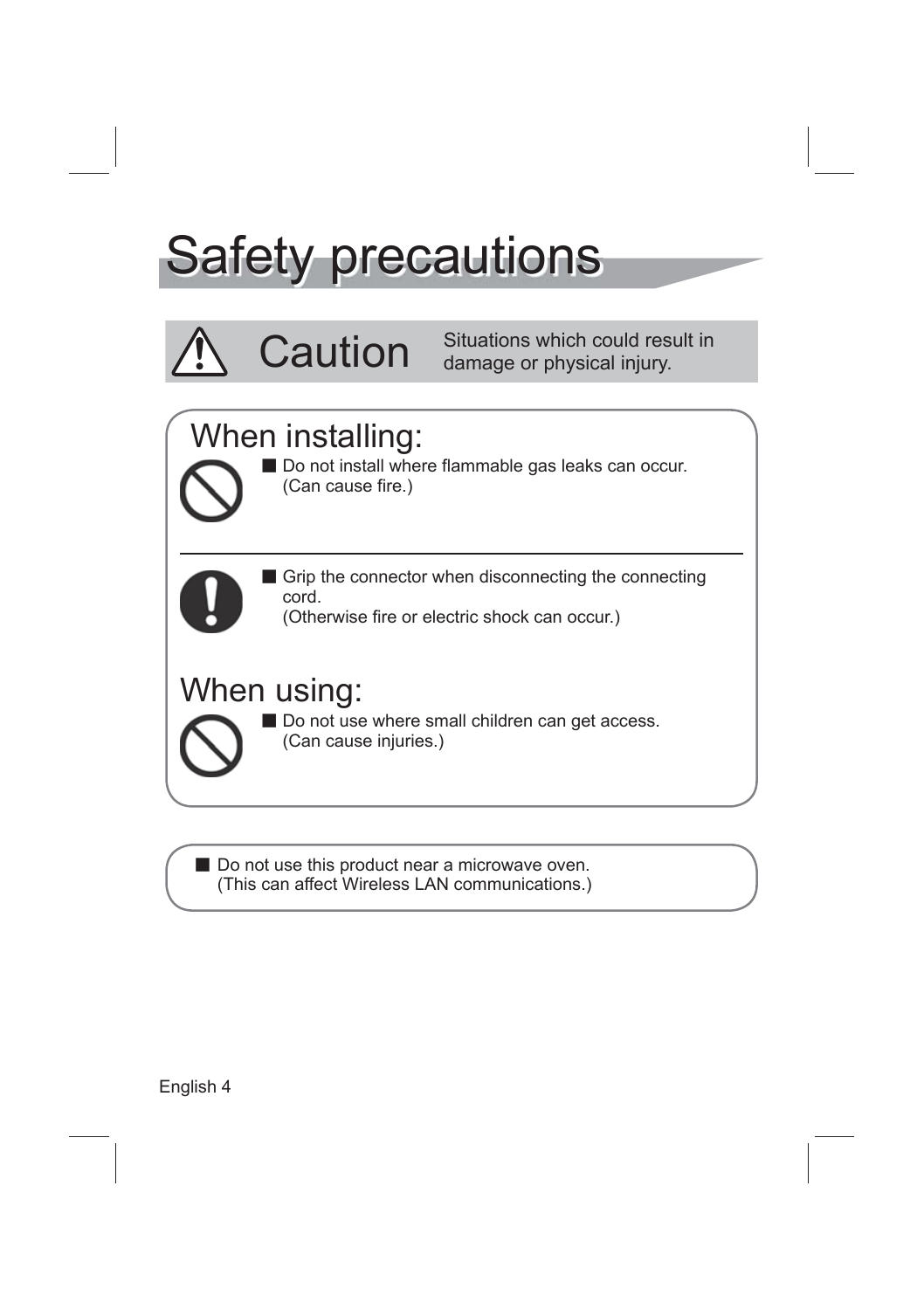# Safety precautions

**⚠ Caution** — Situations which could result in damage or physical injury.

## When installing:

- Do not install where flammable gas leaks can occur.
  (Can cause fire.)

---

- Grip the connector when disconnecting the connecting cord.
  (Otherwise fire or electric shock can occur.)

## When using:

- Do not use where small children can get access.
  (Can cause injuries.)

---

- Do not use this product near a microwave oven.
  (This can affect Wireless LAN communications.)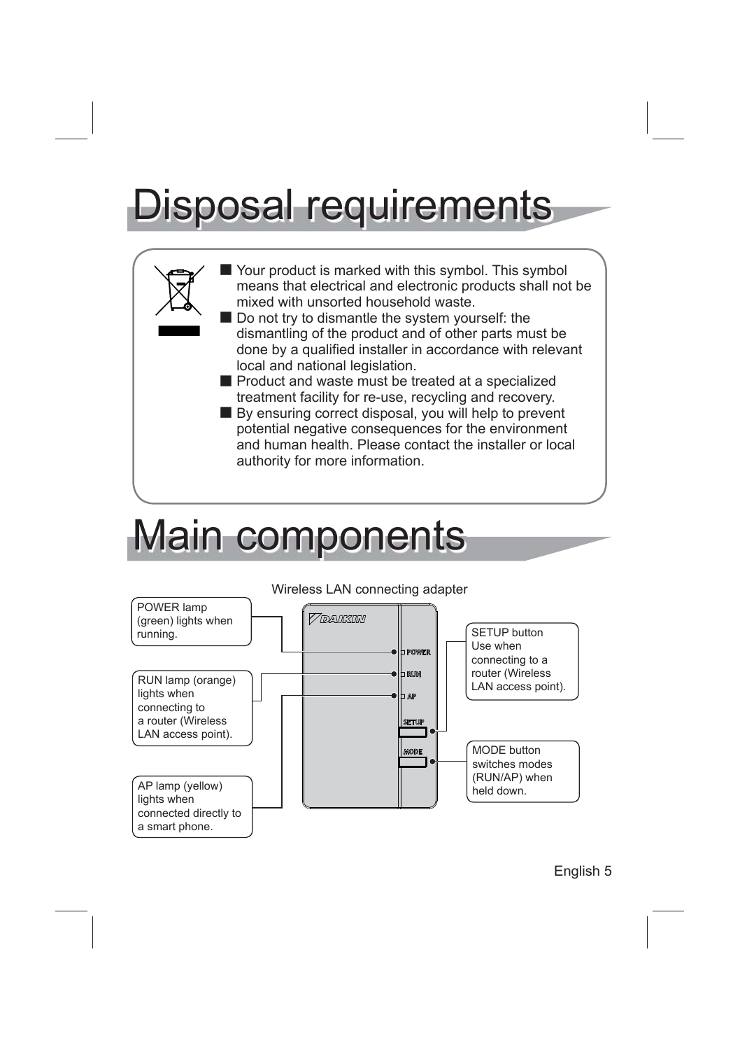# Disposal requirements

- Your product is marked with this symbol. This symbol means that electrical and electronic products shall not be mixed with unsorted household waste.
- Do not try to dismantle the system yourself: the dismantling of the product and of other parts must be done by a qualified installer in accordance with relevant local and national legislation.
- Product and waste must be treated at a specialized treatment facility for re-use, recycling and recovery.
- By ensuring correct disposal, you will help to prevent potential negative consequences for the environment and human health. Please contact the installer or local authority for more information.

# Main components

Wireless LAN connecting adapter

- POWER lamp (green) lights when running.
- RUN lamp (orange) lights when connecting to a router (Wireless LAN access point).
- AP lamp (yellow) lights when connected directly to a smart phone.
- SETUP button: Use when connecting to a router (Wireless LAN access point).
- MODE button switches modes (RUN/AP) when held down.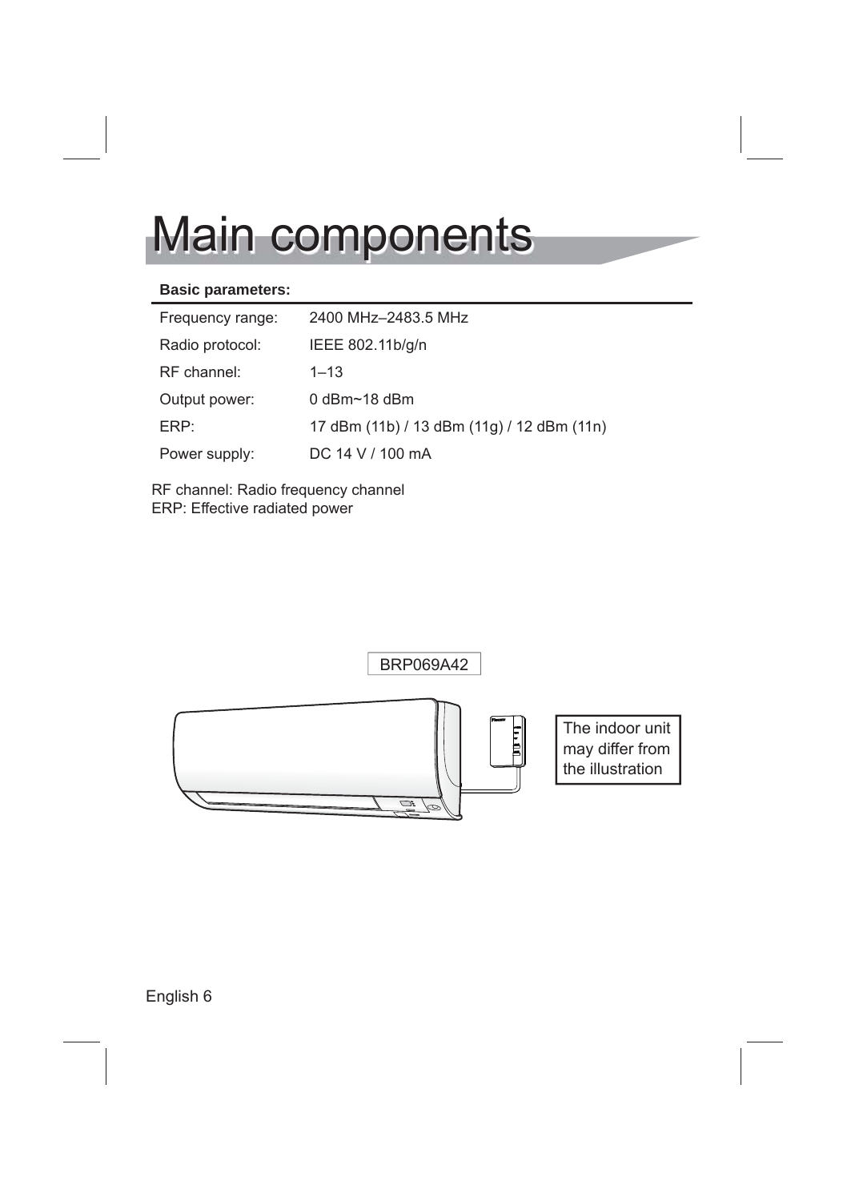# Main components

**Basic parameters:**

| | |
|---|---|
| Frequency range: | 2400 MHz–2483.5 MHz |
| Radio protocol: | IEEE 802.11b/g/n |
| RF channel: | 1–13 |
| Output power: | 0 dBm~18 dBm |
| ERP: | 17 dBm (11b) / 13 dBm (11g) / 12 dBm (11n) |
| Power supply: | DC 14 V / 100 mA |

RF channel: Radio frequency channel
ERP: Effective radiated power

BRP069A42

The indoor unit may differ from the illustration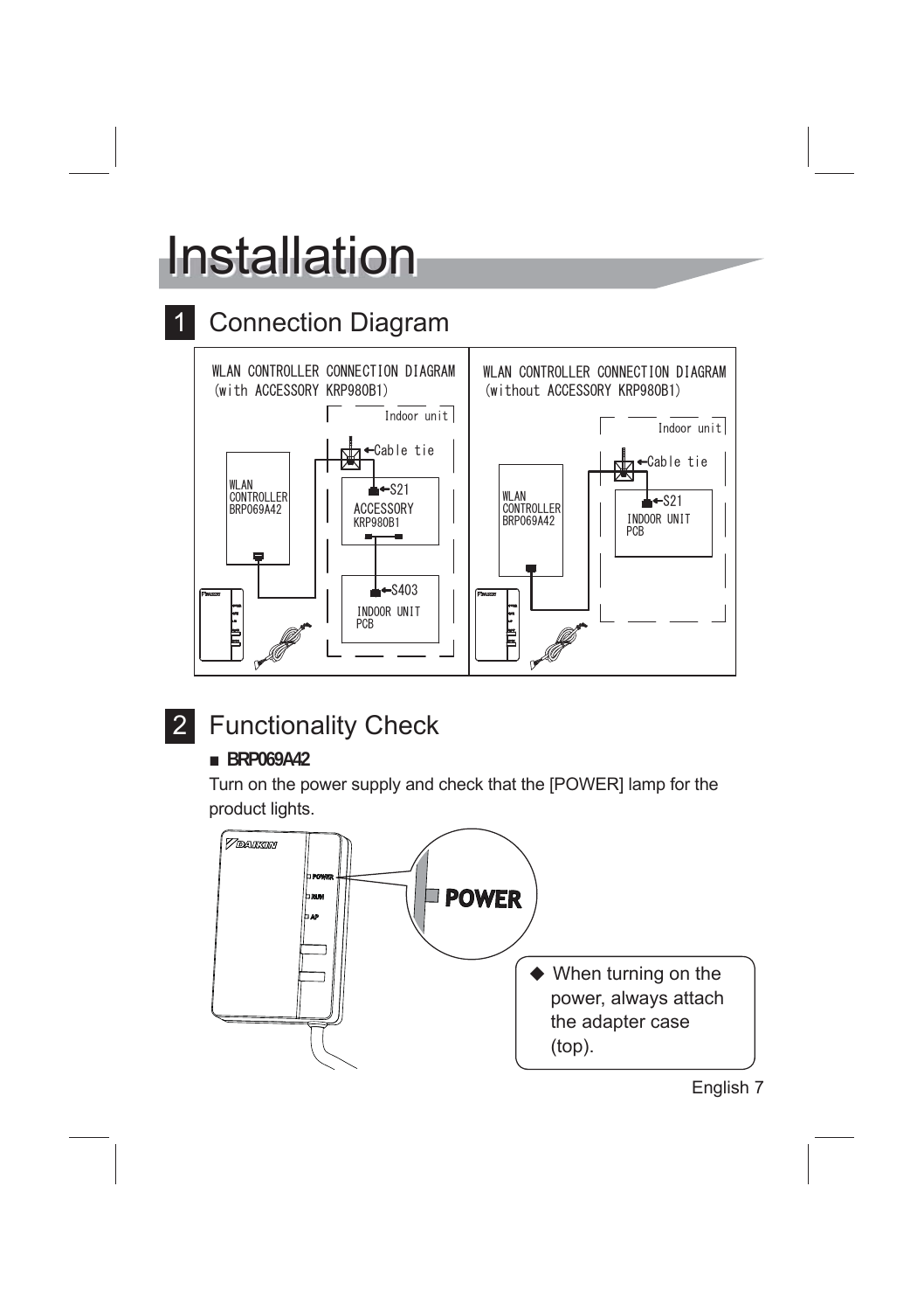# Installation

## 1 Connection Diagram

WLAN CONTROLLER CONNECTION DIAGRAM (with ACCESSORY KRP980B1)

Indoor unit

Cable tie

S21

ACCESSORY KRP980B1

S403

INDOOR UNIT PCB

WLAN CONTROLLER BRP069A42

WLAN CONTROLLER CONNECTION DIAGRAM (without ACCESSORY KRP980B1)

Indoor unit

Cable tie

S21

INDOOR UNIT PCB

WLAN CONTROLLER BRP069A42

## 2 Functionality Check

■ **BRP069A42**

Turn on the power supply and check that the [POWER] lamp for the product lights.

POWER

RUN

AP

◆ When turning on the power, always attach the adapter case (top).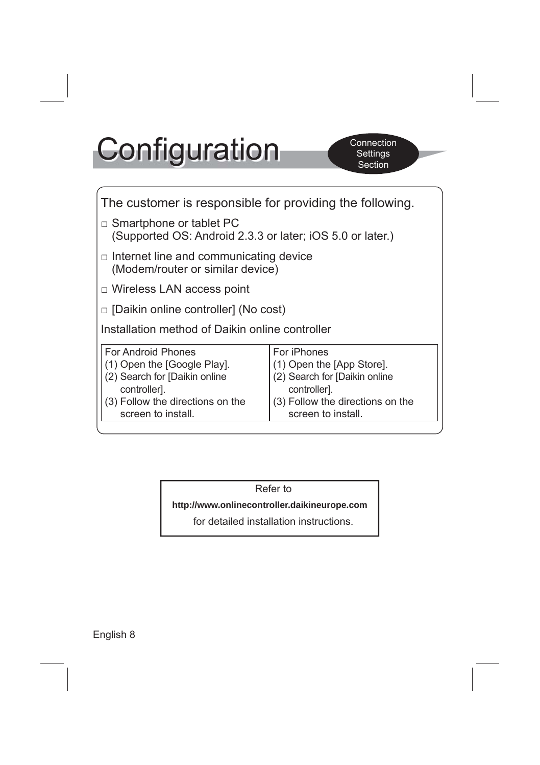# Configuration

Connection Settings Section

The customer is responsible for providing the following.

- □ Smartphone or tablet PC
  (Supported OS: Android 2.3.3 or later; iOS 5.0 or later.)
- □ Internet line and communicating device
  (Modem/router or similar device)
- □ Wireless LAN access point
- □ [Daikin online controller] (No cost)

Installation method of Daikin online controller

| For Android Phones | For iPhones |
| --- | --- |
| (1) Open the [Google Play].<br>(2) Search for [Daikin online controller].<br>(3) Follow the directions on the screen to install. | (1) Open the [App Store].<br>(2) Search for [Daikin online controller].<br>(3) Follow the directions on the screen to install. |

Refer to

**http://www.onlinecontroller.daikineurope.com**

for detailed installation instructions.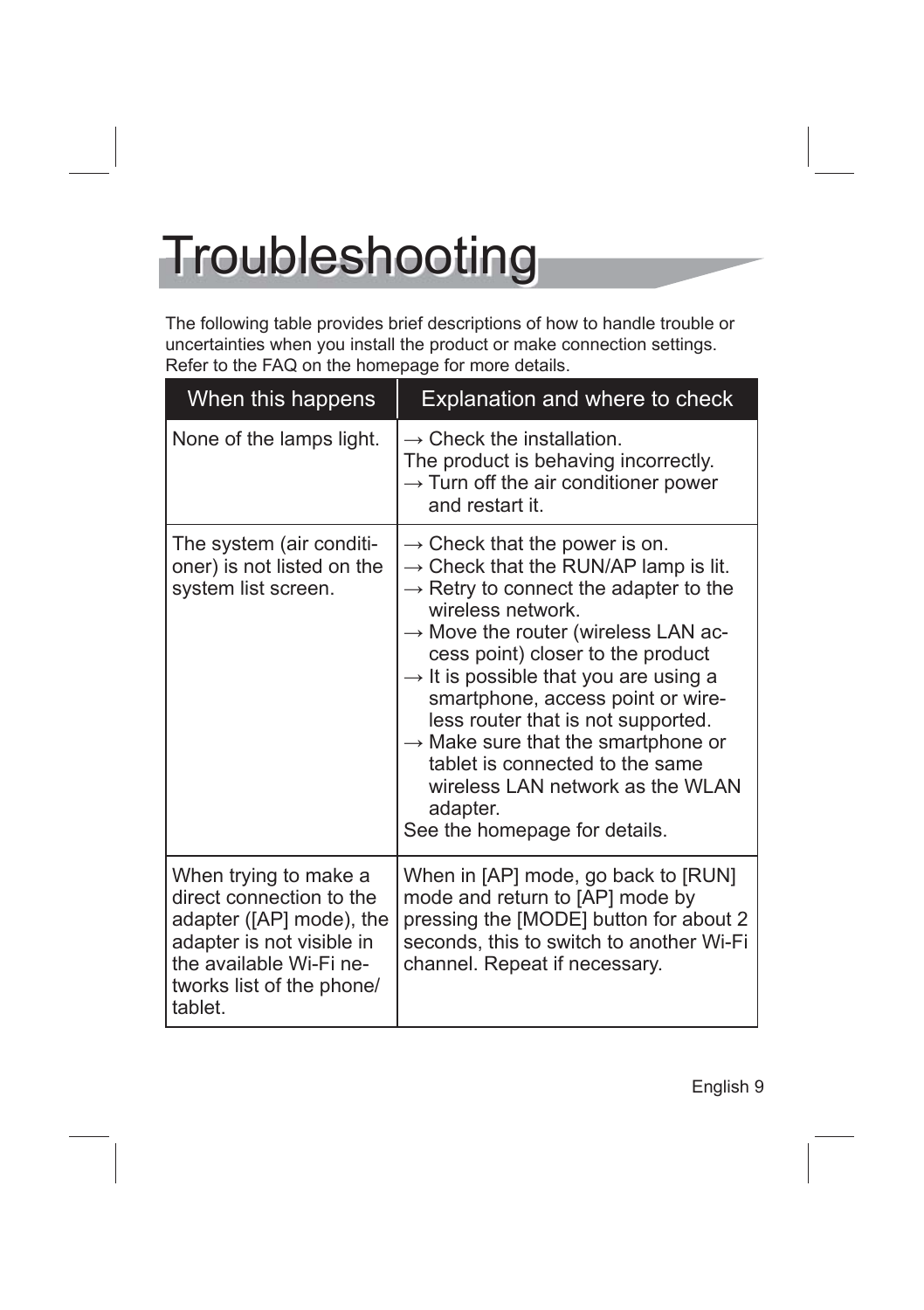# Troubleshooting

The following table provides brief descriptions of how to handle trouble or uncertainties when you install the product or make connection settings. Refer to the FAQ on the homepage for more details.

| When this happens | Explanation and where to check |
| --- | --- |
| None of the lamps light. | → Check the installation.<br>The product is behaving incorrectly.<br>→ Turn off the air conditioner power and restart it. |
| The system (air conditioner) is not listed on the system list screen. | → Check that the power is on.<br>→ Check that the RUN/AP lamp is lit.<br>→ Retry to connect the adapter to the wireless network.<br>→ Move the router (wireless LAN access point) closer to the product<br>→ It is possible that you are using a smartphone, access point or wireless router that is not supported.<br>→ Make sure that the smartphone or tablet is connected to the same wireless LAN network as the WLAN adapter.<br>See the homepage for details. |
| When trying to make a direct connection to the adapter ([AP] mode), the adapter is not visible in the available Wi-Fi networks list of the phone/tablet. | When in [AP] mode, go back to [RUN] mode and return to [AP] mode by pressing the [MODE] button for about 2 seconds, this to switch to another Wi-Fi channel. Repeat if necessary. |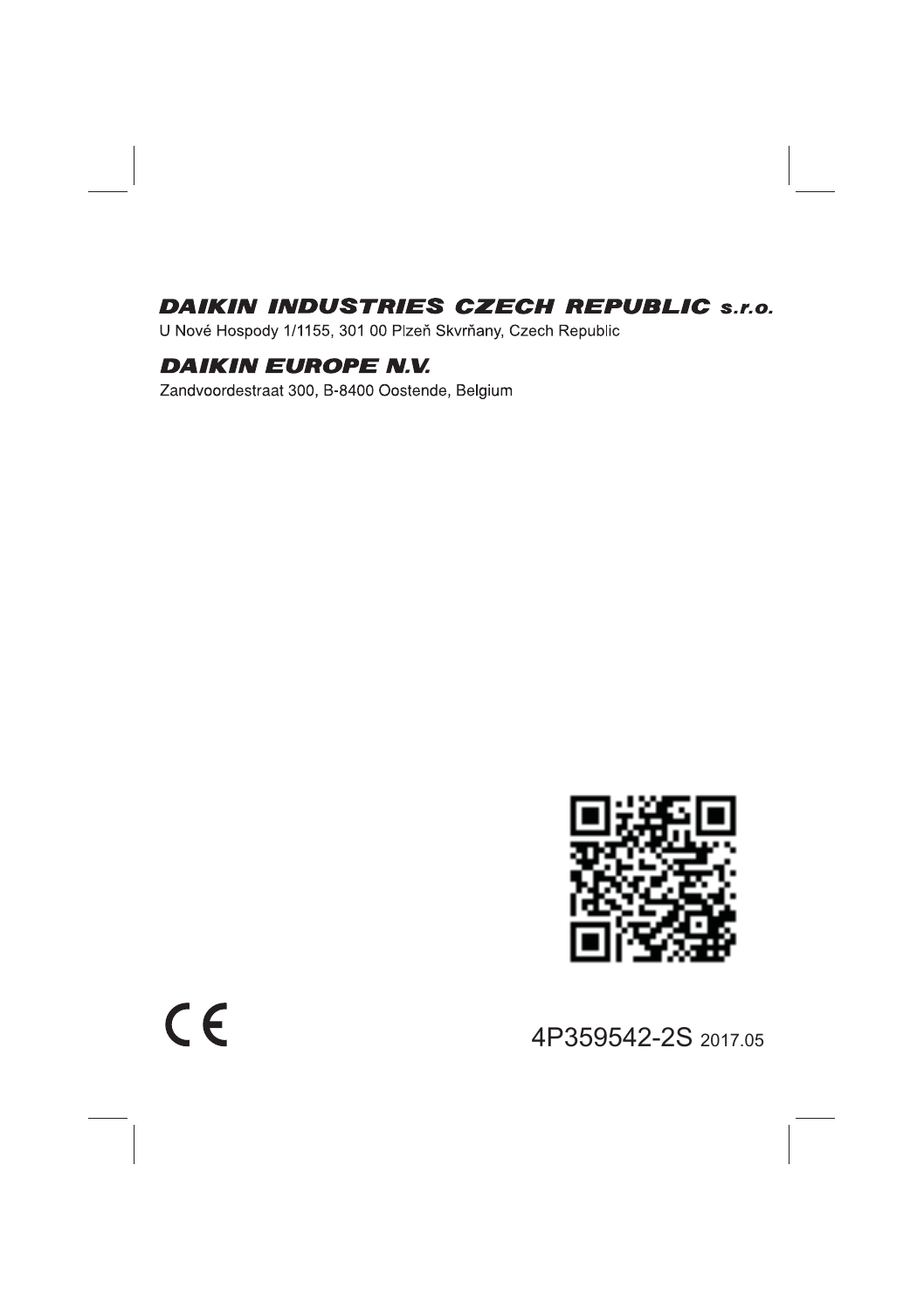**DAIKIN INDUSTRIES CZECH REPUBLIC s.r.o.**

U Nové Hospody 1/1155, 301 00 Plzeň Skvrňany, Czech Republic

**DAIKIN EUROPE N.V.**

Zandvoordestraat 300, B-8400 Oostende, Belgium

CE

4P359542-2S 2017.05